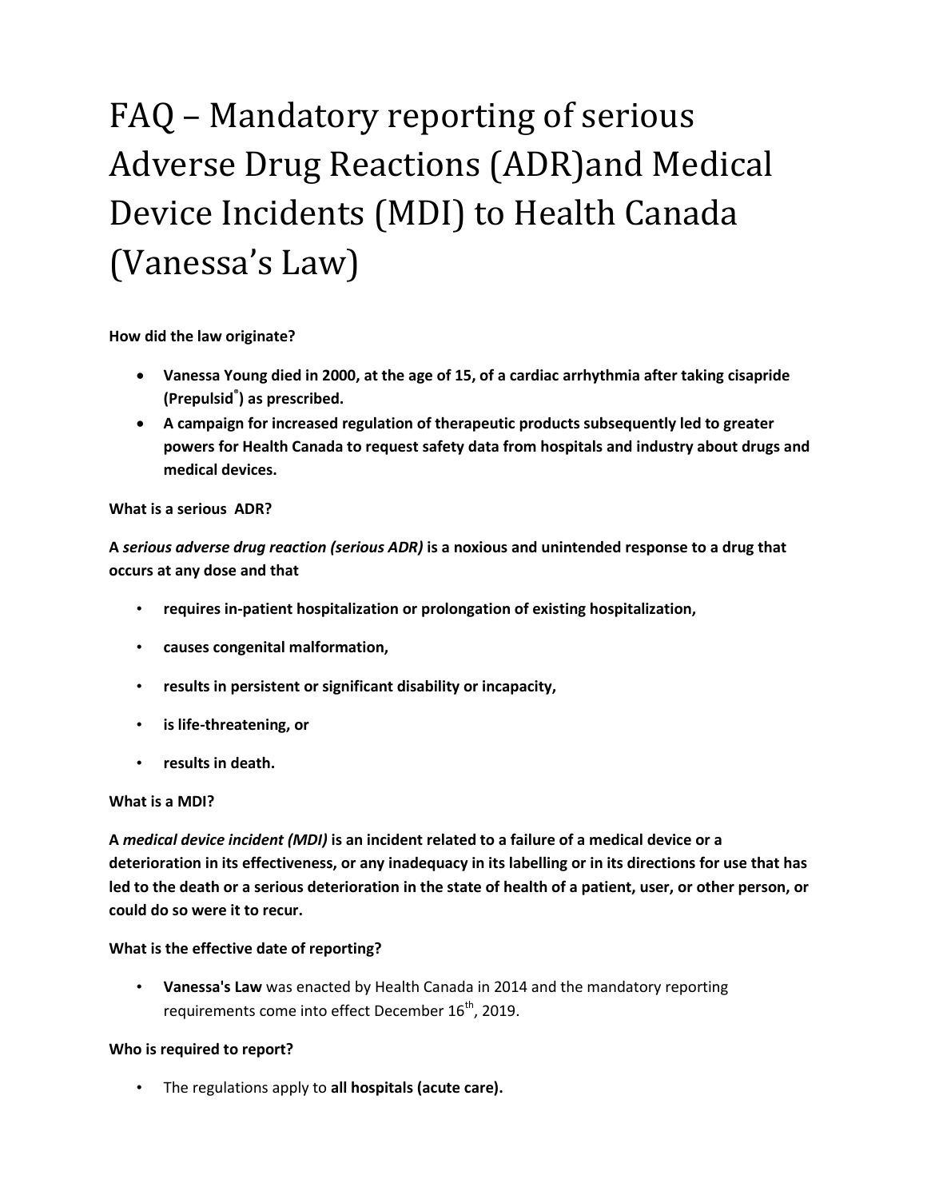# FAQ – Mandatory reporting of serious Adverse Drug Reactions (ADR)and Medical Device Incidents (MDI) to Health Canada (Vanessa's Law)

**How did the law originate?**

- **Vanessa Young died in 2000, at the age of 15, of a cardiac arrhythmia after taking cisapride (Prepulsid®) as prescribed.**
- **A campaign for increased regulation of therapeutic products subsequently led to greater powers for Health Canada to request safety data from hospitals and industry about drugs and medical devices.**

**What is a serious ADR?**

**A *serious adverse drug reaction (serious ADR)* is a noxious and unintended response to a drug that occurs at any dose and that**

- **requires in-patient hospitalization or prolongation of existing hospitalization,**
- **causes congenital malformation,**
- **results in persistent or significant disability or incapacity,**
- **is life-threatening, or**
- **results in death.**

**What is a MDI?**

**A *medical device incident (MDI)* is an incident related to a failure of a medical device or a deterioration in its effectiveness, or any inadequacy in its labelling or in its directions for use that has led to the death or a serious deterioration in the state of health of a patient, user, or other person, or could do so were it to recur.**

**What is the effective date of reporting?**

- **Vanessa's Law** was enacted by Health Canada in 2014 and the mandatory reporting requirements come into effect December 16th, 2019.

**Who is required to report?**

- The regulations apply to **all hospitals (acute care).**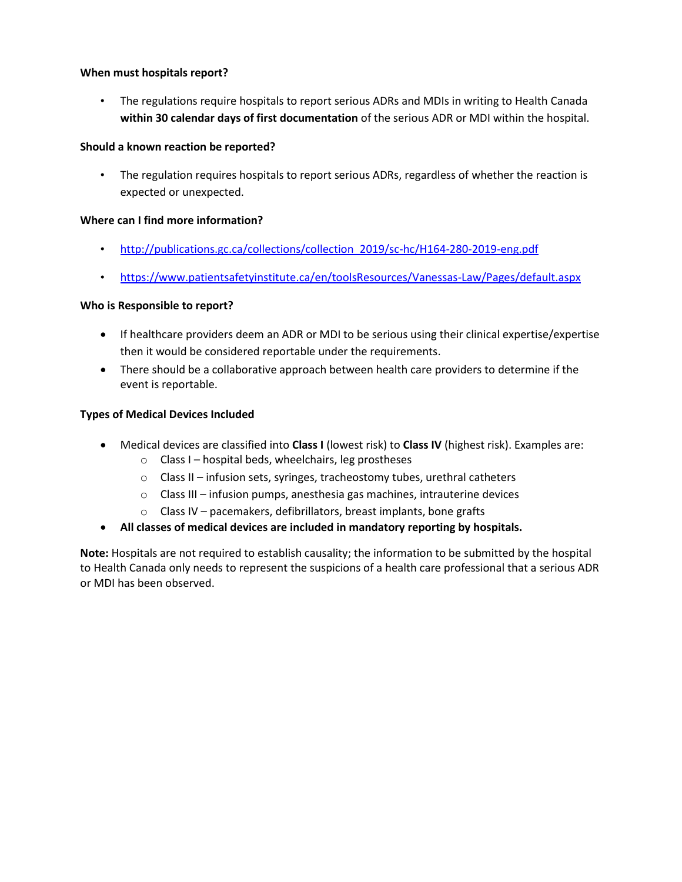**When must hospitals report?**

- The regulations require hospitals to report serious ADRs and MDIs in writing to Health Canada **within 30 calendar days of first documentation** of the serious ADR or MDI within the hospital.

**Should a known reaction be reported?**

- The regulation requires hospitals to report serious ADRs, regardless of whether the reaction is expected or unexpected.

**Where can I find more information?**

- http://publications.gc.ca/collections/collection_2019/sc-hc/H164-280-2019-eng.pdf
- https://www.patientsafetyinstitute.ca/en/toolsResources/Vanessas-Law/Pages/default.aspx

**Who is Responsible to report?**

- If healthcare providers deem an ADR or MDI to be serious using their clinical expertise/expertise then it would be considered reportable under the requirements.
- There should be a collaborative approach between health care providers to determine if the event is reportable.

**Types of Medical Devices Included**

- Medical devices are classified into **Class I** (lowest risk) to **Class IV** (highest risk). Examples are:
  - Class I – hospital beds, wheelchairs, leg prostheses
  - Class II – infusion sets, syringes, tracheostomy tubes, urethral catheters
  - Class III – infusion pumps, anesthesia gas machines, intrauterine devices
  - Class IV – pacemakers, defibrillators, breast implants, bone grafts
- **All classes of medical devices are included in mandatory reporting by hospitals.**

**Note:** Hospitals are not required to establish causality; the information to be submitted by the hospital to Health Canada only needs to represent the suspicions of a health care professional that a serious ADR or MDI has been observed.